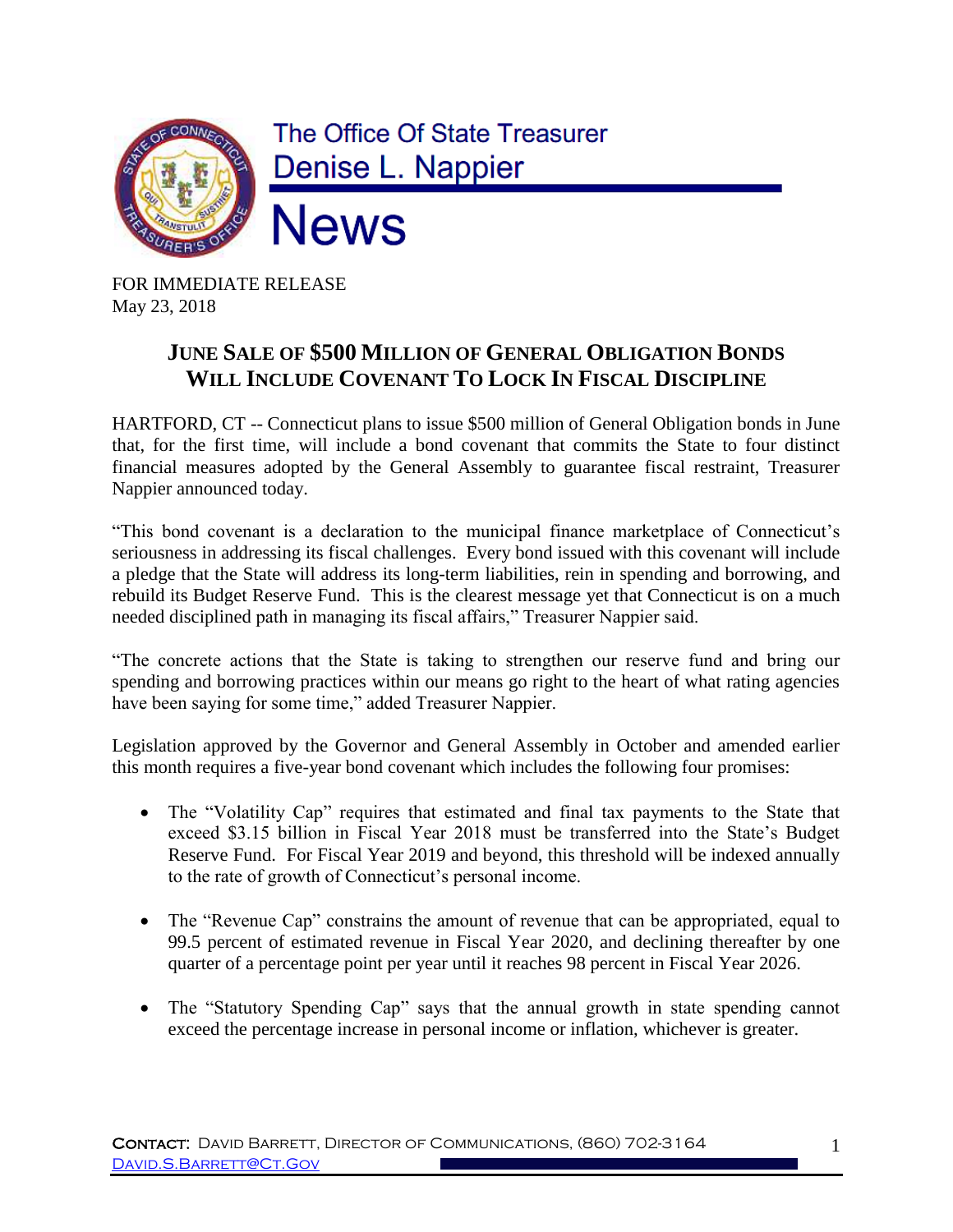The Office Of State Treasurer
Denise L. Nappier

# News

FOR IMMEDIATE RELEASE
May 23, 2018

## June Sale of $500 Million of General Obligation Bonds Will Include Covenant To Lock In Fiscal Discipline

HARTFORD, CT -- Connecticut plans to issue $500 million of General Obligation bonds in June that, for the first time, will include a bond covenant that commits the State to four distinct financial measures adopted by the General Assembly to guarantee fiscal restraint, Treasurer Nappier announced today.

"This bond covenant is a declaration to the municipal finance marketplace of Connecticut's seriousness in addressing its fiscal challenges. Every bond issued with this covenant will include a pledge that the State will address its long-term liabilities, rein in spending and borrowing, and rebuild its Budget Reserve Fund. This is the clearest message yet that Connecticut is on a much needed disciplined path in managing its fiscal affairs," Treasurer Nappier said.

"The concrete actions that the State is taking to strengthen our reserve fund and bring our spending and borrowing practices within our means go right to the heart of what rating agencies have been saying for some time," added Treasurer Nappier.

Legislation approved by the Governor and General Assembly in October and amended earlier this month requires a five-year bond covenant which includes the following four promises:

- The "Volatility Cap" requires that estimated and final tax payments to the State that exceed $3.15 billion in Fiscal Year 2018 must be transferred into the State's Budget Reserve Fund. For Fiscal Year 2019 and beyond, this threshold will be indexed annually to the rate of growth of Connecticut's personal income.
- The "Revenue Cap" constrains the amount of revenue that can be appropriated, equal to 99.5 percent of estimated revenue in Fiscal Year 2020, and declining thereafter by one quarter of a percentage point per year until it reaches 98 percent in Fiscal Year 2026.
- The "Statutory Spending Cap" says that the annual growth in state spending cannot exceed the percentage increase in personal income or inflation, whichever is greater.

**Contact:** David Barrett, Director of Communications, (860) 702-3164
David.S.Barrett@Ct.Gov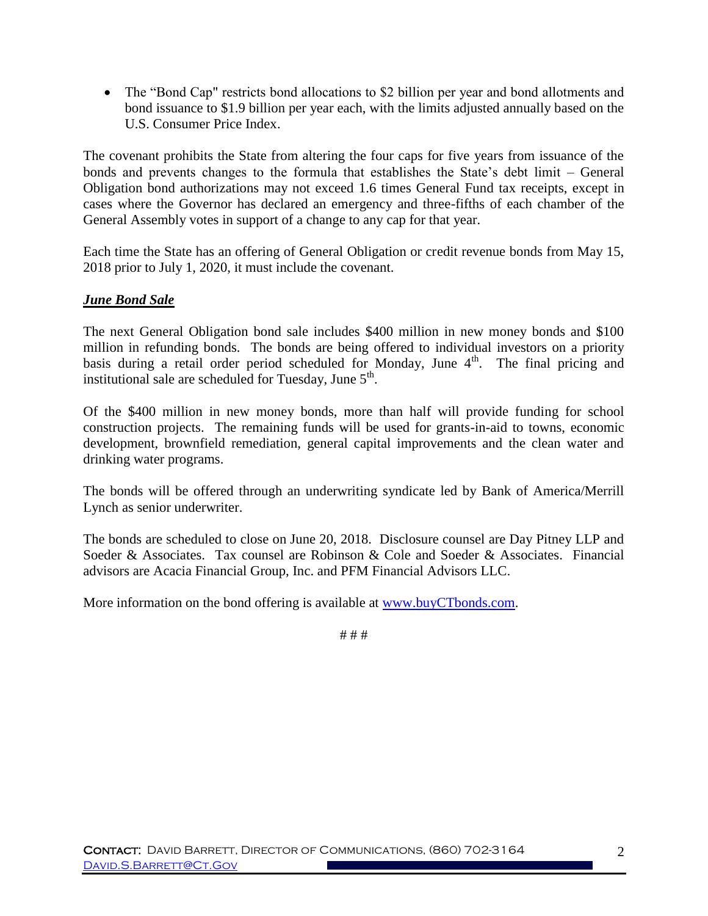- The "Bond Cap" restricts bond allocations to $2 billion per year and bond allotments and bond issuance to $1.9 billion per year each, with the limits adjusted annually based on the U.S. Consumer Price Index.

The covenant prohibits the State from altering the four caps for five years from issuance of the bonds and prevents changes to the formula that establishes the State's debt limit – General Obligation bond authorizations may not exceed 1.6 times General Fund tax receipts, except in cases where the Governor has declared an emergency and three-fifths of each chamber of the General Assembly votes in support of a change to any cap for that year.

Each time the State has an offering of General Obligation or credit revenue bonds from May 15, 2018 prior to July 1, 2020, it must include the covenant.

***June Bond Sale***

The next General Obligation bond sale includes $400 million in new money bonds and $100 million in refunding bonds. The bonds are being offered to individual investors on a priority basis during a retail order period scheduled for Monday, June 4th. The final pricing and institutional sale are scheduled for Tuesday, June 5th.

Of the $400 million in new money bonds, more than half will provide funding for school construction projects. The remaining funds will be used for grants-in-aid to towns, economic development, brownfield remediation, general capital improvements and the clean water and drinking water programs.

The bonds will be offered through an underwriting syndicate led by Bank of America/Merrill Lynch as senior underwriter.

The bonds are scheduled to close on June 20, 2018. Disclosure counsel are Day Pitney LLP and Soeder & Associates. Tax counsel are Robinson & Cole and Soeder & Associates. Financial advisors are Acacia Financial Group, Inc. and PFM Financial Advisors LLC.

More information on the bond offering is available at www.buyCTbonds.com.

# # #

**Contact:** David Barrett, Director of Communications, (860) 702-3164
David.S.Barrett@Ct.Gov